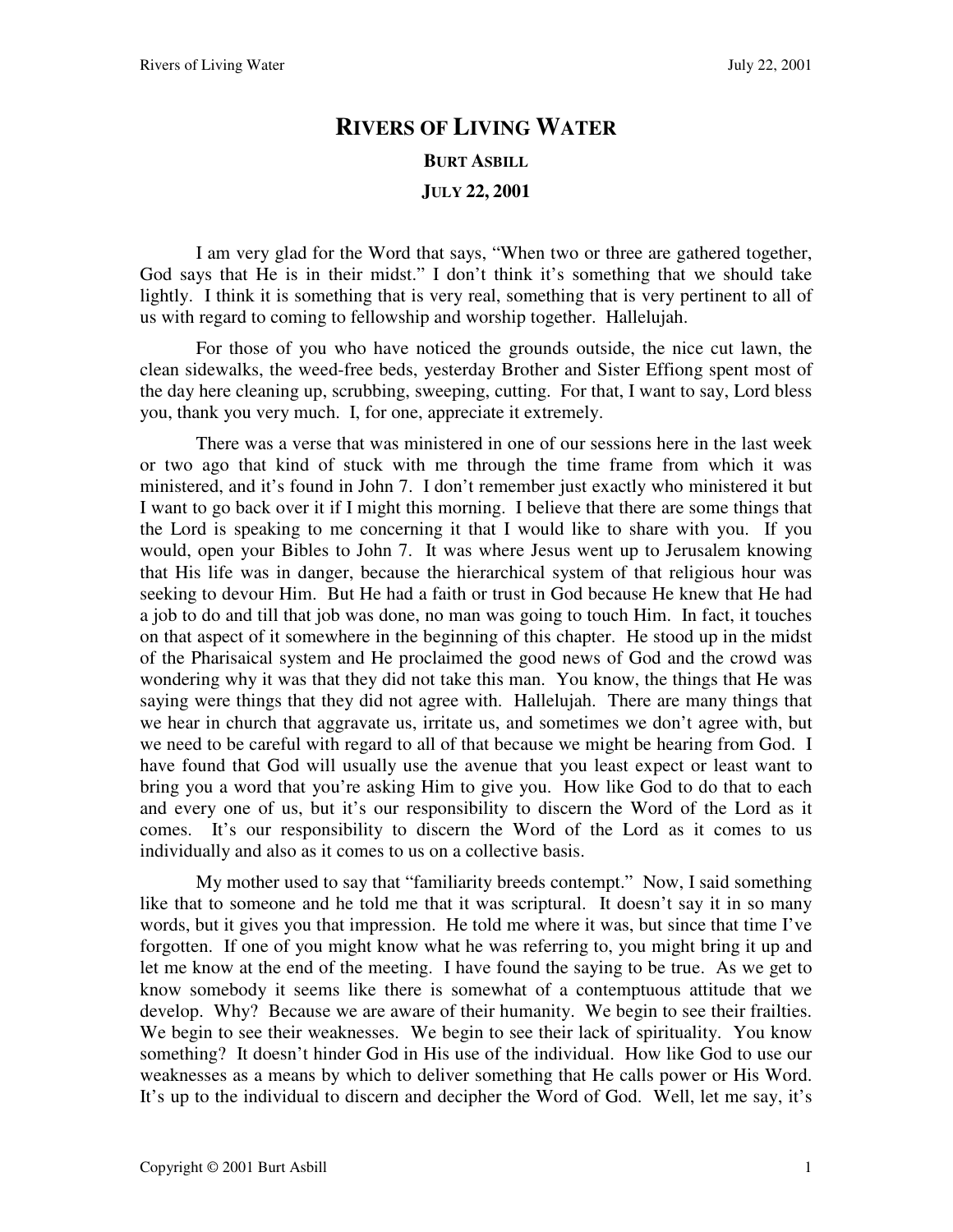# Rivers of Living Water

## Burt Asbill

## July 22, 2001

I am very glad for the Word that says, "When two or three are gathered together, God says that He is in their midst." I don't think it's something that we should take lightly. I think it is something that is very real, something that is very pertinent to all of us with regard to coming to fellowship and worship together. Hallelujah.

For those of you who have noticed the grounds outside, the nice cut lawn, the clean sidewalks, the weed-free beds, yesterday Brother and Sister Effiong spent most of the day here cleaning up, scrubbing, sweeping, cutting. For that, I want to say, Lord bless you, thank you very much. I, for one, appreciate it extremely.

There was a verse that was ministered in one of our sessions here in the last week or two ago that kind of stuck with me through the time frame from which it was ministered, and it's found in John 7. I don't remember just exactly who ministered it but I want to go back over it if I might this morning. I believe that there are some things that the Lord is speaking to me concerning it that I would like to share with you. If you would, open your Bibles to John 7. It was where Jesus went up to Jerusalem knowing that His life was in danger, because the hierarchical system of that religious hour was seeking to devour Him. But He had a faith or trust in God because He knew that He had a job to do and till that job was done, no man was going to touch Him. In fact, it touches on that aspect of it somewhere in the beginning of this chapter. He stood up in the midst of the Pharisaical system and He proclaimed the good news of God and the crowd was wondering why it was that they did not take this man. You know, the things that He was saying were things that they did not agree with. Hallelujah. There are many things that we hear in church that aggravate us, irritate us, and sometimes we don't agree with, but we need to be careful with regard to all of that because we might be hearing from God. I have found that God will usually use the avenue that you least expect or least want to bring you a word that you're asking Him to give you. How like God to do that to each and every one of us, but it's our responsibility to discern the Word of the Lord as it comes. It's our responsibility to discern the Word of the Lord as it comes to us individually and also as it comes to us on a collective basis.

My mother used to say that "familiarity breeds contempt." Now, I said something like that to someone and he told me that it was scriptural. It doesn't say it in so many words, but it gives you that impression. He told me where it was, but since that time I've forgotten. If one of you might know what he was referring to, you might bring it up and let me know at the end of the meeting. I have found the saying to be true. As we get to know somebody it seems like there is somewhat of a contemptuous attitude that we develop. Why? Because we are aware of their humanity. We begin to see their frailties. We begin to see their weaknesses. We begin to see their lack of spirituality. You know something? It doesn't hinder God in His use of the individual. How like God to use our weaknesses as a means by which to deliver something that He calls power or His Word. It's up to the individual to discern and decipher the Word of God. Well, let me say, it's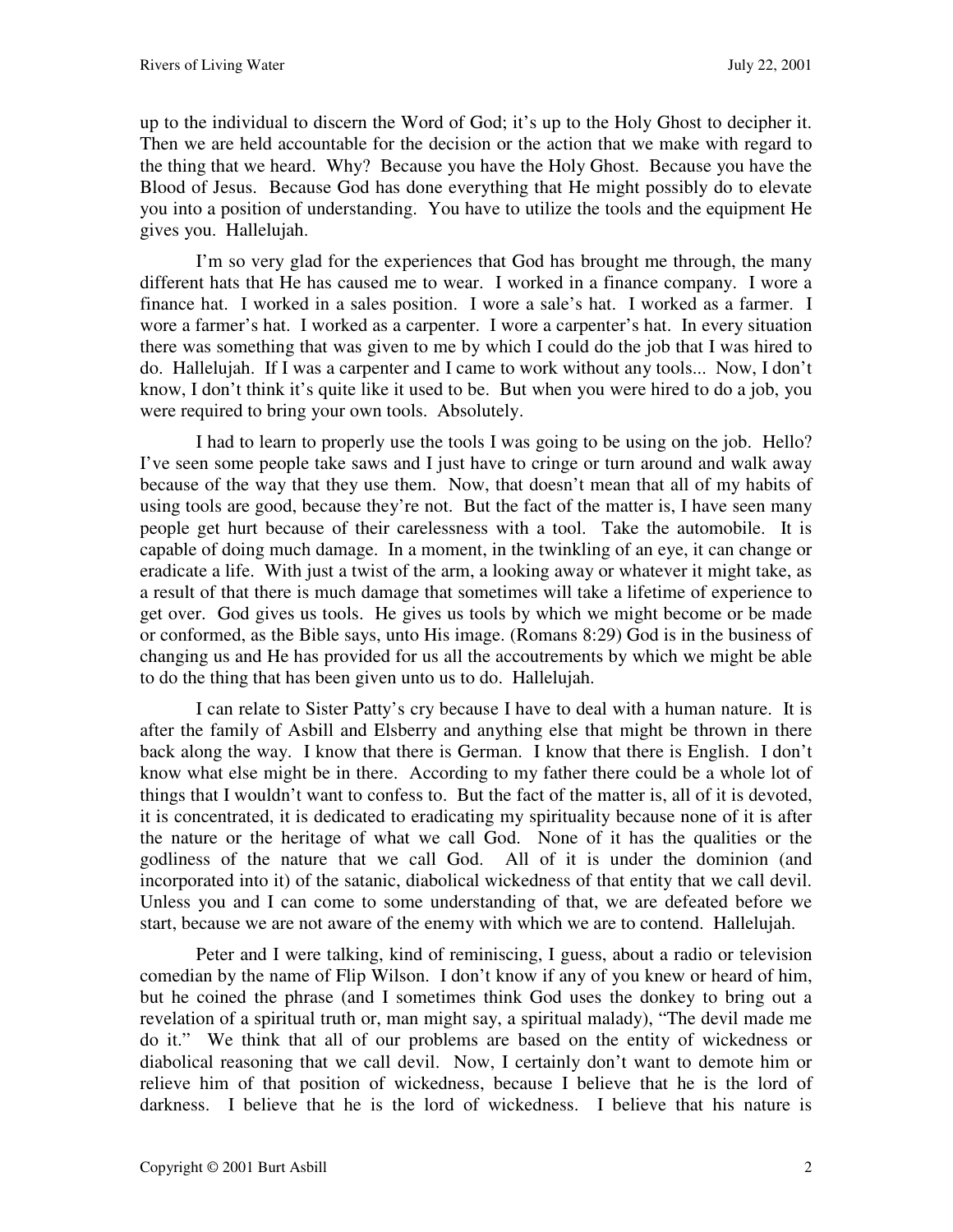up to the individual to discern the Word of God; it's up to the Holy Ghost to decipher it. Then we are held accountable for the decision or the action that we make with regard to the thing that we heard. Why? Because you have the Holy Ghost. Because you have the Blood of Jesus. Because God has done everything that He might possibly do to elevate you into a position of understanding. You have to utilize the tools and the equipment He gives you. Hallelujah.

I'm so very glad for the experiences that God has brought me through, the many different hats that He has caused me to wear. I worked in a finance company. I wore a finance hat. I worked in a sales position. I wore a sale's hat. I worked as a farmer. I wore a farmer's hat. I worked as a carpenter. I wore a carpenter's hat. In every situation there was something that was given to me by which I could do the job that I was hired to do. Hallelujah. If I was a carpenter and I came to work without any tools... Now, I don't know, I don't think it's quite like it used to be. But when you were hired to do a job, you were required to bring your own tools. Absolutely.

I had to learn to properly use the tools I was going to be using on the job. Hello? I've seen some people take saws and I just have to cringe or turn around and walk away because of the way that they use them. Now, that doesn't mean that all of my habits of using tools are good, because they're not. But the fact of the matter is, I have seen many people get hurt because of their carelessness with a tool. Take the automobile. It is capable of doing much damage. In a moment, in the twinkling of an eye, it can change or eradicate a life. With just a twist of the arm, a looking away or whatever it might take, as a result of that there is much damage that sometimes will take a lifetime of experience to get over. God gives us tools. He gives us tools by which we might become or be made or conformed, as the Bible says, unto His image. (Romans 8:29) God is in the business of changing us and He has provided for us all the accoutrements by which we might be able to do the thing that has been given unto us to do. Hallelujah.

I can relate to Sister Patty's cry because I have to deal with a human nature. It is after the family of Asbill and Elsberry and anything else that might be thrown in there back along the way. I know that there is German. I know that there is English. I don't know what else might be in there. According to my father there could be a whole lot of things that I wouldn't want to confess to. But the fact of the matter is, all of it is devoted, it is concentrated, it is dedicated to eradicating my spirituality because none of it is after the nature or the heritage of what we call God. None of it has the qualities or the godliness of the nature that we call God. All of it is under the dominion (and incorporated into it) of the satanic, diabolical wickedness of that entity that we call devil. Unless you and I can come to some understanding of that, we are defeated before we start, because we are not aware of the enemy with which we are to contend. Hallelujah.

Peter and I were talking, kind of reminiscing, I guess, about a radio or television comedian by the name of Flip Wilson. I don't know if any of you knew or heard of him, but he coined the phrase (and I sometimes think God uses the donkey to bring out a revelation of a spiritual truth or, man might say, a spiritual malady), "The devil made me do it." We think that all of our problems are based on the entity of wickedness or diabolical reasoning that we call devil. Now, I certainly don't want to demote him or relieve him of that position of wickedness, because I believe that he is the lord of darkness. I believe that he is the lord of wickedness. I believe that his nature is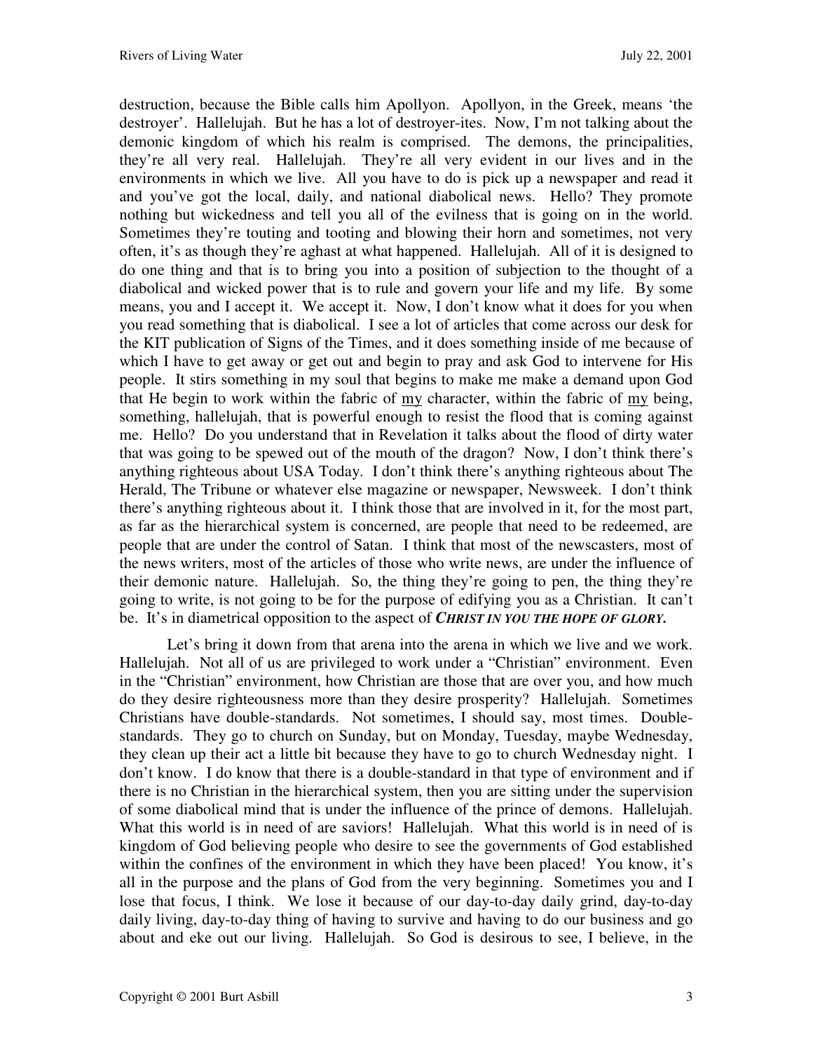destruction, because the Bible calls him Apollyon. Apollyon, in the Greek, means 'the destroyer'. Hallelujah. But he has a lot of destroyer-ites. Now, I'm not talking about the demonic kingdom of which his realm is comprised. The demons, the principalities, they're all very real. Hallelujah. They're all very evident in our lives and in the environments in which we live. All you have to do is pick up a newspaper and read it and you've got the local, daily, and national diabolical news. Hello? They promote nothing but wickedness and tell you all of the evilness that is going on in the world. Sometimes they're touting and tooting and blowing their horn and sometimes, not very often, it's as though they're aghast at what happened. Hallelujah. All of it is designed to do one thing and that is to bring you into a position of subjection to the thought of a diabolical and wicked power that is to rule and govern your life and my life. By some means, you and I accept it. We accept it. Now, I don't know what it does for you when you read something that is diabolical. I see a lot of articles that come across our desk for the KIT publication of Signs of the Times, and it does something inside of me because of which I have to get away or get out and begin to pray and ask God to intervene for His people. It stirs something in my soul that begins to make me make a demand upon God that He begin to work within the fabric of <u>my</u> character, within the fabric of <u>my</u> being, something, hallelujah, that is powerful enough to resist the flood that is coming against me. Hello? Do you understand that in Revelation it talks about the flood of dirty water that was going to be spewed out of the mouth of the dragon? Now, I don't think there's anything righteous about USA Today. I don't think there's anything righteous about The Herald, The Tribune or whatever else magazine or newspaper, Newsweek. I don't think there's anything righteous about it. I think those that are involved in it, for the most part, as far as the hierarchical system is concerned, are people that need to be redeemed, are people that are under the control of Satan. I think that most of the newscasters, most of the news writers, most of the articles of those who write news, are under the influence of their demonic nature. Hallelujah. So, the thing they're going to pen, the thing they're going to write, is not going to be for the purpose of edifying you as a Christian. It can't be. It's in diametrical opposition to the aspect of ***CHRIST IN YOU THE HOPE OF GLORY.***

Let's bring it down from that arena into the arena in which we live and we work. Hallelujah. Not all of us are privileged to work under a "Christian" environment. Even in the "Christian" environment, how Christian are those that are over you, and how much do they desire righteousness more than they desire prosperity? Hallelujah. Sometimes Christians have double-standards. Not sometimes, I should say, most times. Double-standards. They go to church on Sunday, but on Monday, Tuesday, maybe Wednesday, they clean up their act a little bit because they have to go to church Wednesday night. I don't know. I do know that there is a double-standard in that type of environment and if there is no Christian in the hierarchical system, then you are sitting under the supervision of some diabolical mind that is under the influence of the prince of demons. Hallelujah. What this world is in need of are saviors! Hallelujah. What this world is in need of is kingdom of God believing people who desire to see the governments of God established within the confines of the environment in which they have been placed! You know, it's all in the purpose and the plans of God from the very beginning. Sometimes you and I lose that focus, I think. We lose it because of our day-to-day daily grind, day-to-day daily living, day-to-day thing of having to survive and having to do our business and go about and eke out our living. Hallelujah. So God is desirous to see, I believe, in the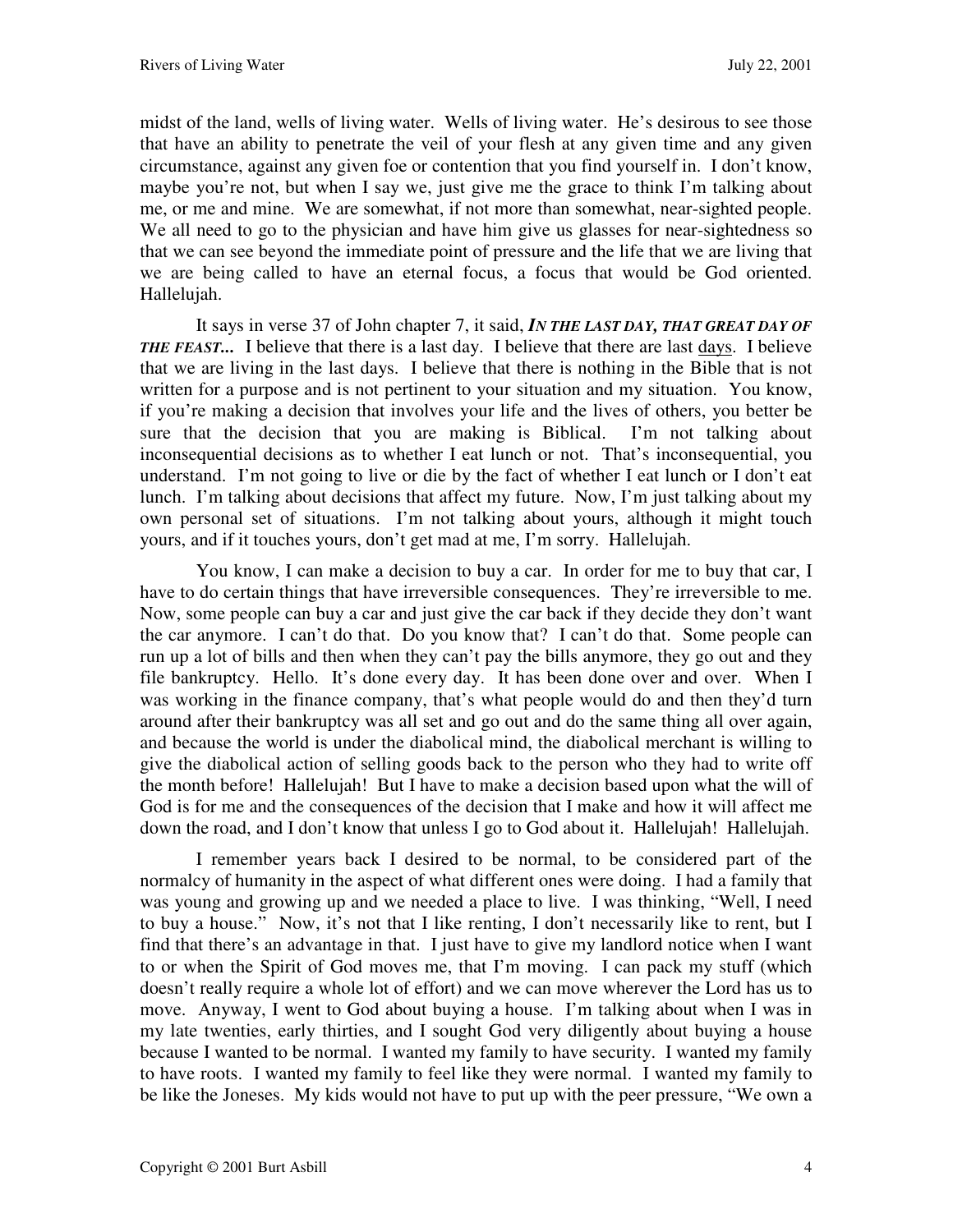midst of the land, wells of living water. Wells of living water. He's desirous to see those that have an ability to penetrate the veil of your flesh at any given time and any given circumstance, against any given foe or contention that you find yourself in. I don't know, maybe you're not, but when I say we, just give me the grace to think I'm talking about me, or me and mine. We are somewhat, if not more than somewhat, near-sighted people. We all need to go to the physician and have him give us glasses for near-sightedness so that we can see beyond the immediate point of pressure and the life that we are living that we are being called to have an eternal focus, a focus that would be God oriented. Hallelujah.

It says in verse 37 of John chapter 7, it said, ***IN THE LAST DAY, THAT GREAT DAY OF THE FEAST...*** I believe that there is a last day. I believe that there are last days. I believe that we are living in the last days. I believe that there is nothing in the Bible that is not written for a purpose and is not pertinent to your situation and my situation. You know, if you're making a decision that involves your life and the lives of others, you better be sure that the decision that you are making is Biblical. I'm not talking about inconsequential decisions as to whether I eat lunch or not. That's inconsequential, you understand. I'm not going to live or die by the fact of whether I eat lunch or I don't eat lunch. I'm talking about decisions that affect my future. Now, I'm just talking about my own personal set of situations. I'm not talking about yours, although it might touch yours, and if it touches yours, don't get mad at me, I'm sorry. Hallelujah.

You know, I can make a decision to buy a car. In order for me to buy that car, I have to do certain things that have irreversible consequences. They're irreversible to me. Now, some people can buy a car and just give the car back if they decide they don't want the car anymore. I can't do that. Do you know that? I can't do that. Some people can run up a lot of bills and then when they can't pay the bills anymore, they go out and they file bankruptcy. Hello. It's done every day. It has been done over and over. When I was working in the finance company, that's what people would do and then they'd turn around after their bankruptcy was all set and go out and do the same thing all over again, and because the world is under the diabolical mind, the diabolical merchant is willing to give the diabolical action of selling goods back to the person who they had to write off the month before! Hallelujah! But I have to make a decision based upon what the will of God is for me and the consequences of the decision that I make and how it will affect me down the road, and I don't know that unless I go to God about it. Hallelujah! Hallelujah.

I remember years back I desired to be normal, to be considered part of the normalcy of humanity in the aspect of what different ones were doing. I had a family that was young and growing up and we needed a place to live. I was thinking, "Well, I need to buy a house." Now, it's not that I like renting, I don't necessarily like to rent, but I find that there's an advantage in that. I just have to give my landlord notice when I want to or when the Spirit of God moves me, that I'm moving. I can pack my stuff (which doesn't really require a whole lot of effort) and we can move wherever the Lord has us to move. Anyway, I went to God about buying a house. I'm talking about when I was in my late twenties, early thirties, and I sought God very diligently about buying a house because I wanted to be normal. I wanted my family to have security. I wanted my family to have roots. I wanted my family to feel like they were normal. I wanted my family to be like the Joneses. My kids would not have to put up with the peer pressure, "We own a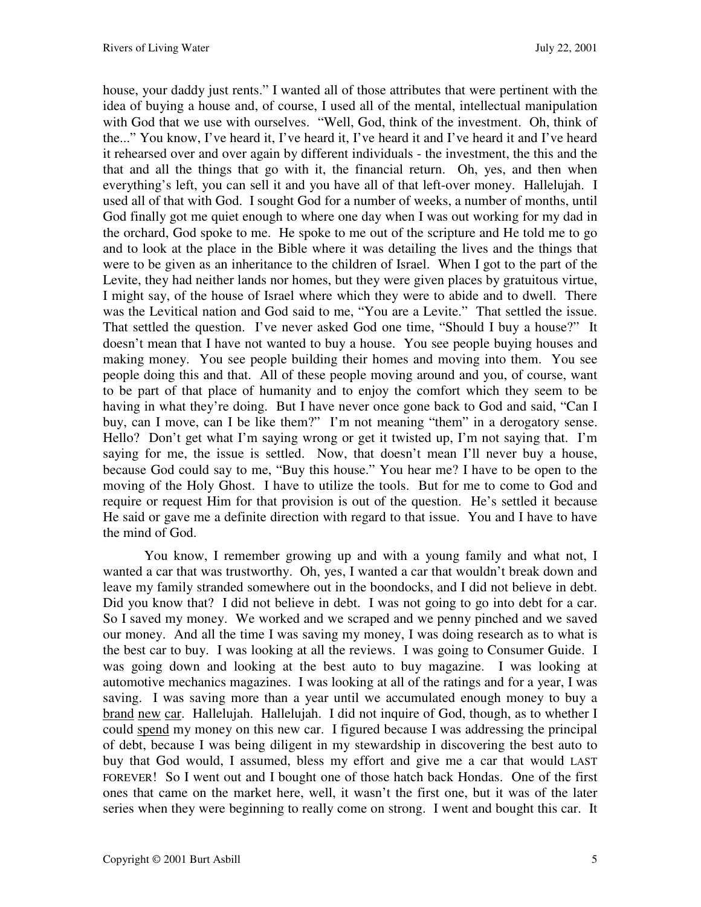house, your daddy just rents." I wanted all of those attributes that were pertinent with the idea of buying a house and, of course, I used all of the mental, intellectual manipulation with God that we use with ourselves. "Well, God, think of the investment. Oh, think of the..." You know, I've heard it, I've heard it, I've heard it and I've heard it and I've heard it rehearsed over and over again by different individuals - the investment, the this and the that and all the things that go with it, the financial return. Oh, yes, and then when everything's left, you can sell it and you have all of that left-over money. Hallelujah. I used all of that with God. I sought God for a number of weeks, a number of months, until God finally got me quiet enough to where one day when I was out working for my dad in the orchard, God spoke to me. He spoke to me out of the scripture and He told me to go and to look at the place in the Bible where it was detailing the lives and the things that were to be given as an inheritance to the children of Israel. When I got to the part of the Levite, they had neither lands nor homes, but they were given places by gratuitous virtue, I might say, of the house of Israel where which they were to abide and to dwell. There was the Levitical nation and God said to me, "You are a Levite." That settled the issue. That settled the question. I've never asked God one time, "Should I buy a house?" It doesn't mean that I have not wanted to buy a house. You see people buying houses and making money. You see people building their homes and moving into them. You see people doing this and that. All of these people moving around and you, of course, want to be part of that place of humanity and to enjoy the comfort which they seem to be having in what they're doing. But I have never once gone back to God and said, "Can I buy, can I move, can I be like them?" I'm not meaning "them" in a derogatory sense. Hello? Don't get what I'm saying wrong or get it twisted up, I'm not saying that. I'm saying for me, the issue is settled. Now, that doesn't mean I'll never buy a house, because God could say to me, "Buy this house." You hear me? I have to be open to the moving of the Holy Ghost. I have to utilize the tools. But for me to come to God and require or request Him for that provision is out of the question. He's settled it because He said or gave me a definite direction with regard to that issue. You and I have to have the mind of God.

You know, I remember growing up and with a young family and what not, I wanted a car that was trustworthy. Oh, yes, I wanted a car that wouldn't break down and leave my family stranded somewhere out in the boondocks, and I did not believe in debt. Did you know that? I did not believe in debt. I was not going to go into debt for a car. So I saved my money. We worked and we scraped and we penny pinched and we saved our money. And all the time I was saving my money, I was doing research as to what is the best car to buy. I was looking at all the reviews. I was going to Consumer Guide. I was going down and looking at the best auto to buy magazine. I was looking at automotive mechanics magazines. I was looking at all of the ratings and for a year, I was saving. I was saving more than a year until we accumulated enough money to buy a <u>brand</u> <u>new</u> <u>car</u>. Hallelujah. Hallelujah. I did not inquire of God, though, as to whether I could <u>spend</u> my money on this new car. I figured because I was addressing the principal of debt, because I was being diligent in my stewardship in discovering the best auto to buy that God would, I assumed, bless my effort and give me a car that would LAST FOREVER! So I went out and I bought one of those hatch back Hondas. One of the first ones that came on the market here, well, it wasn't the first one, but it was of the later series when they were beginning to really come on strong. I went and bought this car. It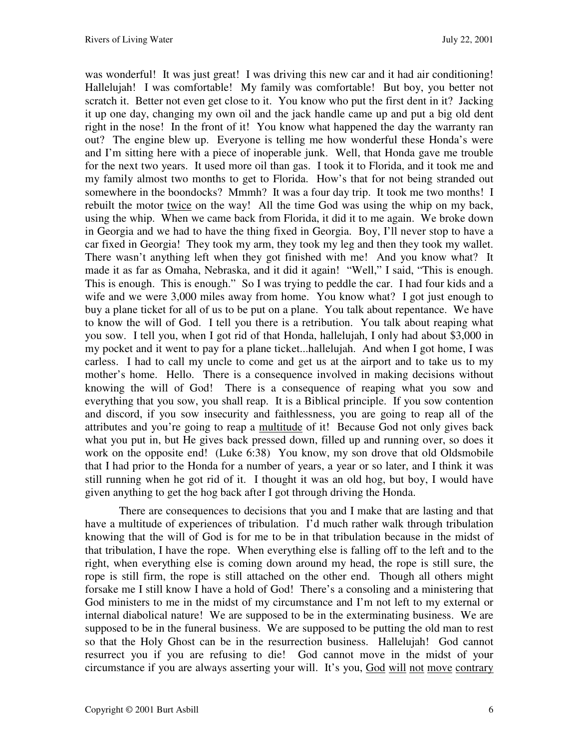was wonderful! It was just great! I was driving this new car and it had air conditioning! Hallelujah! I was comfortable! My family was comfortable! But boy, you better not scratch it. Better not even get close to it. You know who put the first dent in it? Jacking it up one day, changing my own oil and the jack handle came up and put a big old dent right in the nose! In the front of it! You know what happened the day the warranty ran out? The engine blew up. Everyone is telling me how wonderful these Honda's were and I'm sitting here with a piece of inoperable junk. Well, that Honda gave me trouble for the next two years. It used more oil than gas. I took it to Florida, and it took me and my family almost two months to get to Florida. How's that for not being stranded out somewhere in the boondocks? Mmmh? It was a four day trip. It took me two months! I rebuilt the motor <u>twice</u> on the way! All the time God was using the whip on my back, using the whip. When we came back from Florida, it did it to me again. We broke down in Georgia and we had to have the thing fixed in Georgia. Boy, I'll never stop to have a car fixed in Georgia! They took my arm, they took my leg and then they took my wallet. There wasn't anything left when they got finished with me! And you know what? It made it as far as Omaha, Nebraska, and it did it again! "Well," I said, "This is enough. This is enough. This is enough." So I was trying to peddle the car. I had four kids and a wife and we were 3,000 miles away from home. You know what? I got just enough to buy a plane ticket for all of us to be put on a plane. You talk about repentance. We have to know the will of God. I tell you there is a retribution. You talk about reaping what you sow. I tell you, when I got rid of that Honda, hallelujah, I only had about $3,000 in my pocket and it went to pay for a plane ticket...hallelujah. And when I got home, I was carless. I had to call my uncle to come and get us at the airport and to take us to my mother's home. Hello. There is a consequence involved in making decisions without knowing the will of God! There is a consequence of reaping what you sow and everything that you sow, you shall reap. It is a Biblical principle. If you sow contention and discord, if you sow insecurity and faithlessness, you are going to reap all of the attributes and you're going to reap a <u>multitude</u> of it! Because God not only gives back what you put in, but He gives back pressed down, filled up and running over, so does it work on the opposite end! (Luke 6:38) You know, my son drove that old Oldsmobile that I had prior to the Honda for a number of years, a year or so later, and I think it was still running when he got rid of it. I thought it was an old hog, but boy, I would have given anything to get the hog back after I got through driving the Honda.

There are consequences to decisions that you and I make that are lasting and that have a multitude of experiences of tribulation. I'd much rather walk through tribulation knowing that the will of God is for me to be in that tribulation because in the midst of that tribulation, I have the rope. When everything else is falling off to the left and to the right, when everything else is coming down around my head, the rope is still sure, the rope is still firm, the rope is still attached on the other end. Though all others might forsake me I still know I have a hold of God! There's a consoling and a ministering that God ministers to me in the midst of my circumstance and I'm not left to my external or internal diabolical nature! We are supposed to be in the exterminating business. We are supposed to be in the funeral business. We are supposed to be putting the old man to rest so that the Holy Ghost can be in the resurrection business. Hallelujah! God cannot resurrect you if you are refusing to die! God cannot move in the midst of your circumstance if you are always asserting your will. It's you, <u>God will not move contrary</u>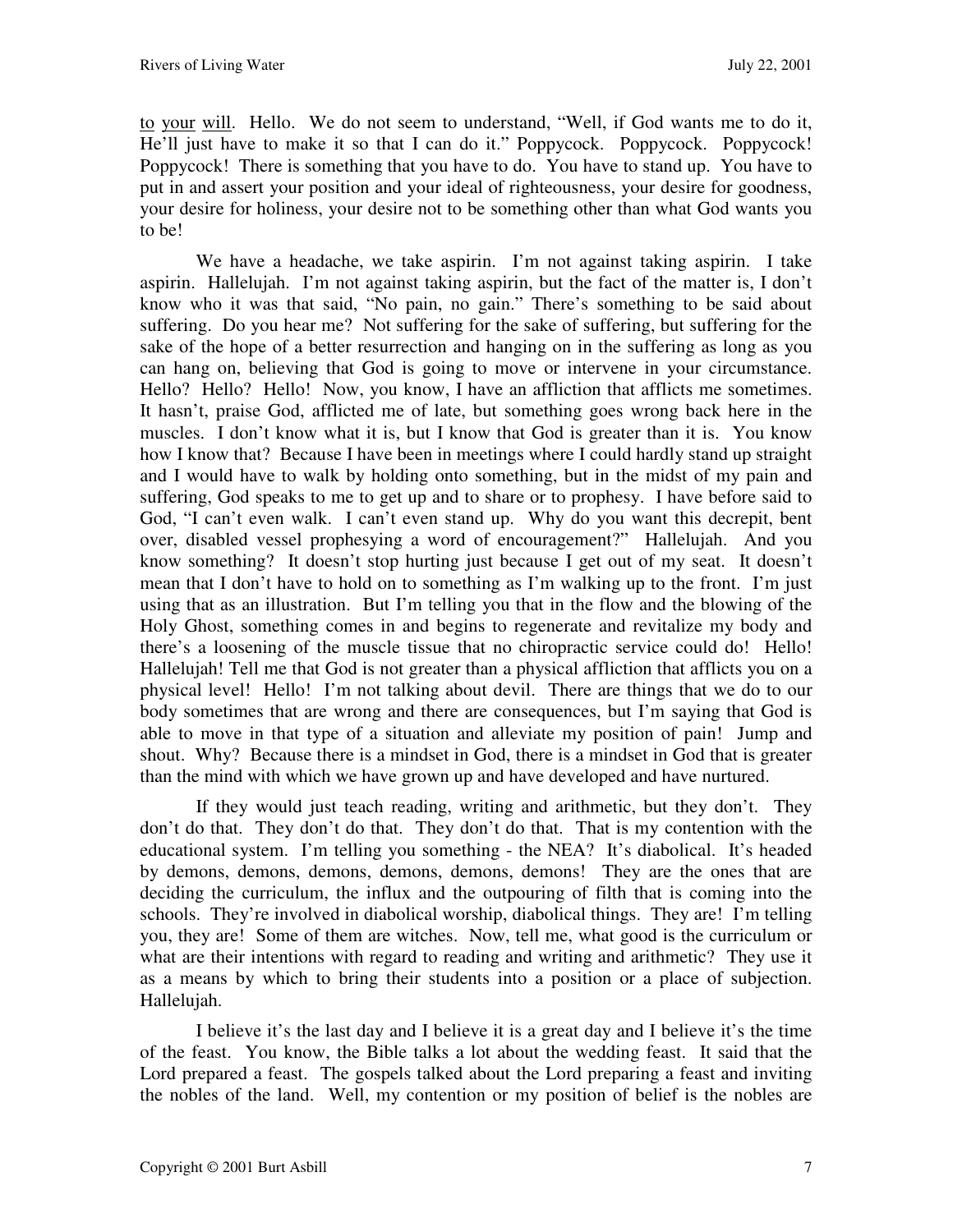to your will. Hello. We do not seem to understand, "Well, if God wants me to do it, He'll just have to make it so that I can do it." Poppycock. Poppycock. Poppycock! Poppycock! There is something that you have to do. You have to stand up. You have to put in and assert your position and your ideal of righteousness, your desire for goodness, your desire for holiness, your desire not to be something other than what God wants you to be!

We have a headache, we take aspirin. I'm not against taking aspirin. I take aspirin. Hallelujah. I'm not against taking aspirin, but the fact of the matter is, I don't know who it was that said, "No pain, no gain." There's something to be said about suffering. Do you hear me? Not suffering for the sake of suffering, but suffering for the sake of the hope of a better resurrection and hanging on in the suffering as long as you can hang on, believing that God is going to move or intervene in your circumstance. Hello? Hello? Hello! Now, you know, I have an affliction that afflicts me sometimes. It hasn't, praise God, afflicted me of late, but something goes wrong back here in the muscles. I don't know what it is, but I know that God is greater than it is. You know how I know that? Because I have been in meetings where I could hardly stand up straight and I would have to walk by holding onto something, but in the midst of my pain and suffering, God speaks to me to get up and to share or to prophesy. I have before said to God, "I can't even walk. I can't even stand up. Why do you want this decrepit, bent over, disabled vessel prophesying a word of encouragement?" Hallelujah. And you know something? It doesn't stop hurting just because I get out of my seat. It doesn't mean that I don't have to hold on to something as I'm walking up to the front. I'm just using that as an illustration. But I'm telling you that in the flow and the blowing of the Holy Ghost, something comes in and begins to regenerate and revitalize my body and there's a loosening of the muscle tissue that no chiropractic service could do! Hello! Hallelujah! Tell me that God is not greater than a physical affliction that afflicts you on a physical level! Hello! I'm not talking about devil. There are things that we do to our body sometimes that are wrong and there are consequences, but I'm saying that God is able to move in that type of a situation and alleviate my position of pain! Jump and shout. Why? Because there is a mindset in God, there is a mindset in God that is greater than the mind with which we have grown up and have developed and have nurtured.

If they would just teach reading, writing and arithmetic, but they don't. They don't do that. They don't do that. They don't do that. That is my contention with the educational system. I'm telling you something - the NEA? It's diabolical. It's headed by demons, demons, demons, demons, demons, demons! They are the ones that are deciding the curriculum, the influx and the outpouring of filth that is coming into the schools. They're involved in diabolical worship, diabolical things. They are! I'm telling you, they are! Some of them are witches. Now, tell me, what good is the curriculum or what are their intentions with regard to reading and writing and arithmetic? They use it as a means by which to bring their students into a position or a place of subjection. Hallelujah.

I believe it's the last day and I believe it is a great day and I believe it's the time of the feast. You know, the Bible talks a lot about the wedding feast. It said that the Lord prepared a feast. The gospels talked about the Lord preparing a feast and inviting the nobles of the land. Well, my contention or my position of belief is the nobles are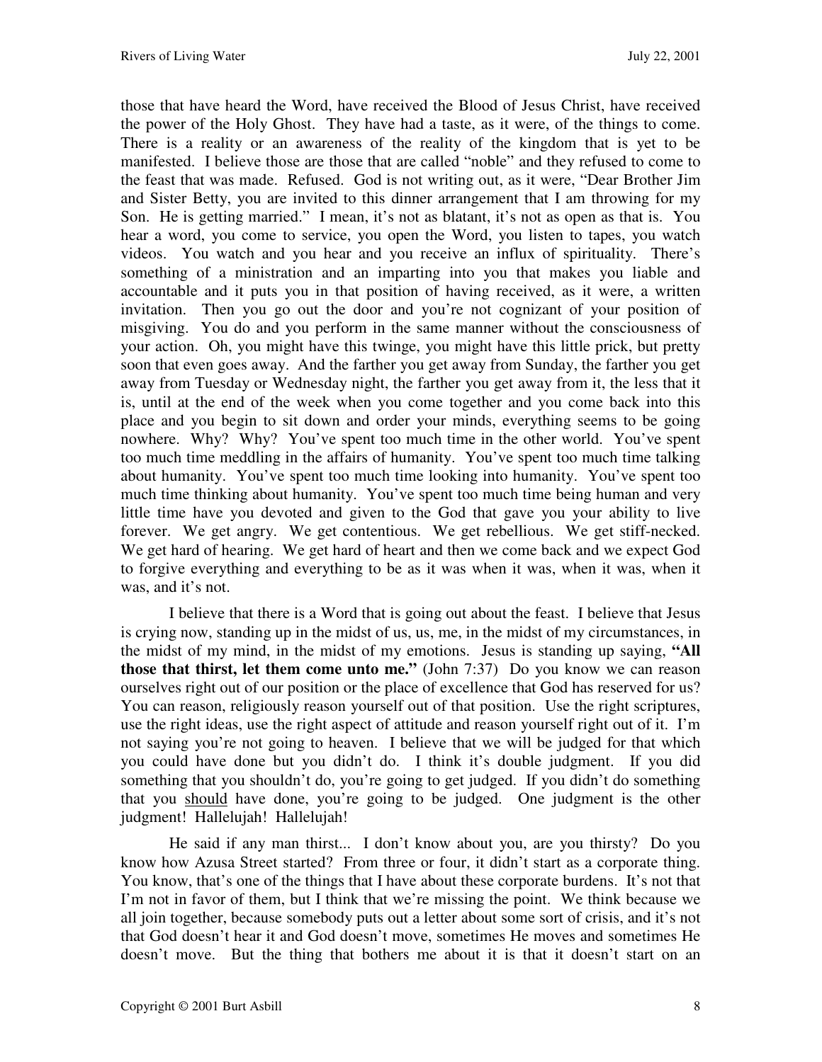those that have heard the Word, have received the Blood of Jesus Christ, have received the power of the Holy Ghost. They have had a taste, as it were, of the things to come. There is a reality or an awareness of the reality of the kingdom that is yet to be manifested. I believe those are those that are called "noble" and they refused to come to the feast that was made. Refused. God is not writing out, as it were, "Dear Brother Jim and Sister Betty, you are invited to this dinner arrangement that I am throwing for my Son. He is getting married." I mean, it's not as blatant, it's not as open as that is. You hear a word, you come to service, you open the Word, you listen to tapes, you watch videos. You watch and you hear and you receive an influx of spirituality. There's something of a ministration and an imparting into you that makes you liable and accountable and it puts you in that position of having received, as it were, a written invitation. Then you go out the door and you're not cognizant of your position of misgiving. You do and you perform in the same manner without the consciousness of your action. Oh, you might have this twinge, you might have this little prick, but pretty soon that even goes away. And the farther you get away from Sunday, the farther you get away from Tuesday or Wednesday night, the farther you get away from it, the less that it is, until at the end of the week when you come together and you come back into this place and you begin to sit down and order your minds, everything seems to be going nowhere. Why? Why? You've spent too much time in the other world. You've spent too much time meddling in the affairs of humanity. You've spent too much time talking about humanity. You've spent too much time looking into humanity. You've spent too much time thinking about humanity. You've spent too much time being human and very little time have you devoted and given to the God that gave you your ability to live forever. We get angry. We get contentious. We get rebellious. We get stiff-necked. We get hard of hearing. We get hard of heart and then we come back and we expect God to forgive everything and everything to be as it was when it was, when it was, when it was, and it's not.

I believe that there is a Word that is going out about the feast. I believe that Jesus is crying now, standing up in the midst of us, us, me, in the midst of my circumstances, in the midst of my mind, in the midst of my emotions. Jesus is standing up saying, **"All those that thirst, let them come unto me."** (John 7:37) Do you know we can reason ourselves right out of our position or the place of excellence that God has reserved for us? You can reason, religiously reason yourself out of that position. Use the right scriptures, use the right ideas, use the right aspect of attitude and reason yourself right out of it. I'm not saying you're not going to heaven. I believe that we will be judged for that which you could have done but you didn't do. I think it's double judgment. If you did something that you shouldn't do, you're going to get judged. If you didn't do something that you <u>should</u> have done, you're going to be judged. One judgment is the other judgment! Hallelujah! Hallelujah!

He said if any man thirst... I don't know about you, are you thirsty? Do you know how Azusa Street started? From three or four, it didn't start as a corporate thing. You know, that's one of the things that I have about these corporate burdens. It's not that I'm not in favor of them, but I think that we're missing the point. We think because we all join together, because somebody puts out a letter about some sort of crisis, and it's not that God doesn't hear it and God doesn't move, sometimes He moves and sometimes He doesn't move. But the thing that bothers me about it is that it doesn't start on an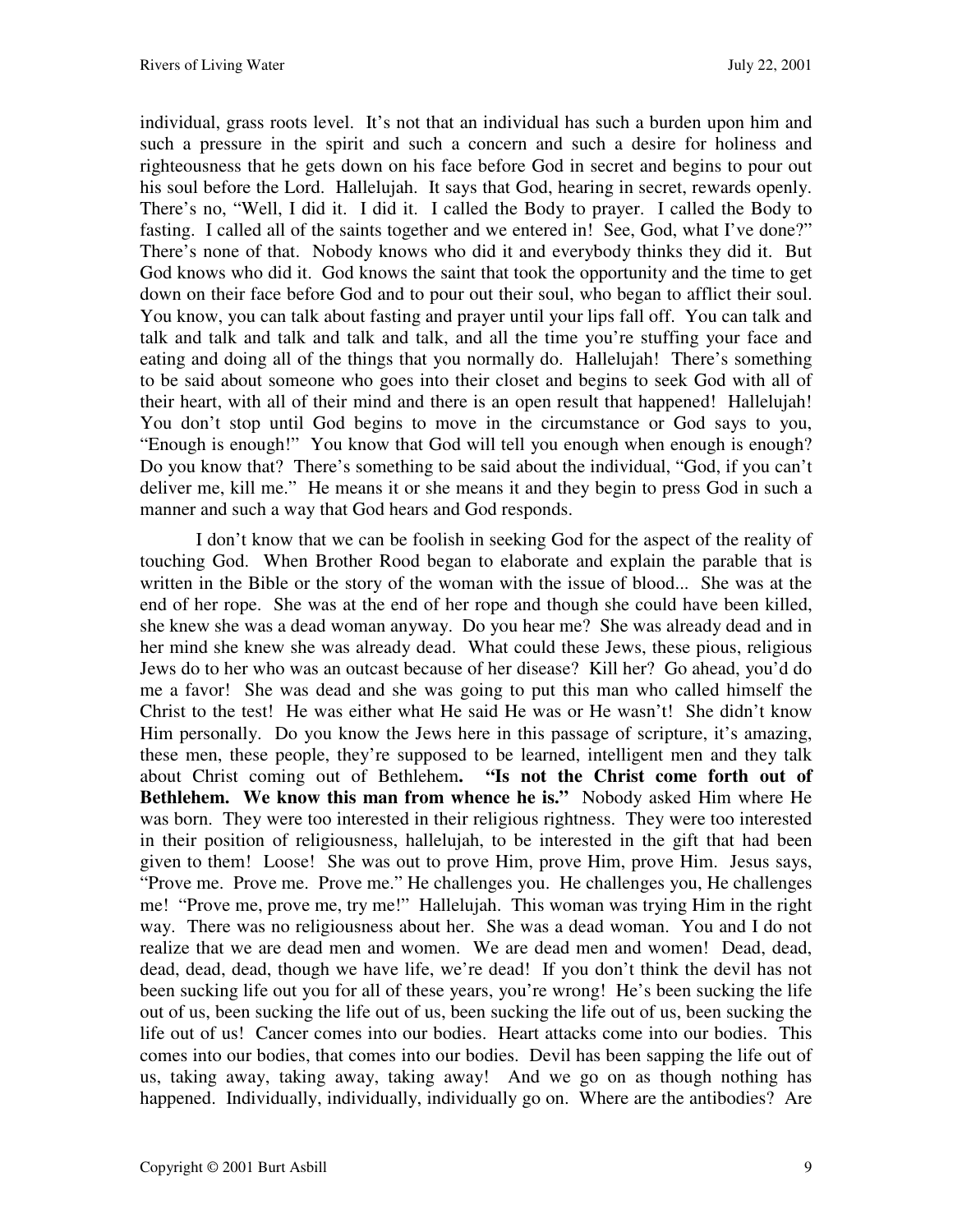individual, grass roots level. It's not that an individual has such a burden upon him and such a pressure in the spirit and such a concern and such a desire for holiness and righteousness that he gets down on his face before God in secret and begins to pour out his soul before the Lord. Hallelujah. It says that God, hearing in secret, rewards openly. There's no, "Well, I did it. I did it. I called the Body to prayer. I called the Body to fasting. I called all of the saints together and we entered in! See, God, what I've done?" There's none of that. Nobody knows who did it and everybody thinks they did it. But God knows who did it. God knows the saint that took the opportunity and the time to get down on their face before God and to pour out their soul, who began to afflict their soul. You know, you can talk about fasting and prayer until your lips fall off. You can talk and talk and talk and talk and talk and talk, and all the time you're stuffing your face and eating and doing all of the things that you normally do. Hallelujah! There's something to be said about someone who goes into their closet and begins to seek God with all of their heart, with all of their mind and there is an open result that happened! Hallelujah! You don't stop until God begins to move in the circumstance or God says to you, "Enough is enough!" You know that God will tell you enough when enough is enough? Do you know that? There's something to be said about the individual, "God, if you can't deliver me, kill me." He means it or she means it and they begin to press God in such a manner and such a way that God hears and God responds.

I don't know that we can be foolish in seeking God for the aspect of the reality of touching God. When Brother Rood began to elaborate and explain the parable that is written in the Bible or the story of the woman with the issue of blood... She was at the end of her rope. She was at the end of her rope and though she could have been killed, she knew she was a dead woman anyway. Do you hear me? She was already dead and in her mind she knew she was already dead. What could these Jews, these pious, religious Jews do to her who was an outcast because of her disease? Kill her? Go ahead, you'd do me a favor! She was dead and she was going to put this man who called himself the Christ to the test! He was either what He said He was or He wasn't! She didn't know Him personally. Do you know the Jews here in this passage of scripture, it's amazing, these men, these people, they're supposed to be learned, intelligent men and they talk about Christ coming out of Bethlehem**. "Is not the Christ come forth out of Bethlehem. We know this man from whence he is."** Nobody asked Him where He was born. They were too interested in their religious rightness. They were too interested in their position of religiousness, hallelujah, to be interested in the gift that had been given to them! Loose! She was out to prove Him, prove Him, prove Him. Jesus says, "Prove me. Prove me. Prove me." He challenges you. He challenges you, He challenges me! "Prove me, prove me, try me!" Hallelujah. This woman was trying Him in the right way. There was no religiousness about her. She was a dead woman. You and I do not realize that we are dead men and women. We are dead men and women! Dead, dead, dead, dead, dead, though we have life, we're dead! If you don't think the devil has not been sucking life out you for all of these years, you're wrong! He's been sucking the life out of us, been sucking the life out of us, been sucking the life out of us, been sucking the life out of us! Cancer comes into our bodies. Heart attacks come into our bodies. This comes into our bodies, that comes into our bodies. Devil has been sapping the life out of us, taking away, taking away, taking away! And we go on as though nothing has happened. Individually, individually, individually go on. Where are the antibodies? Are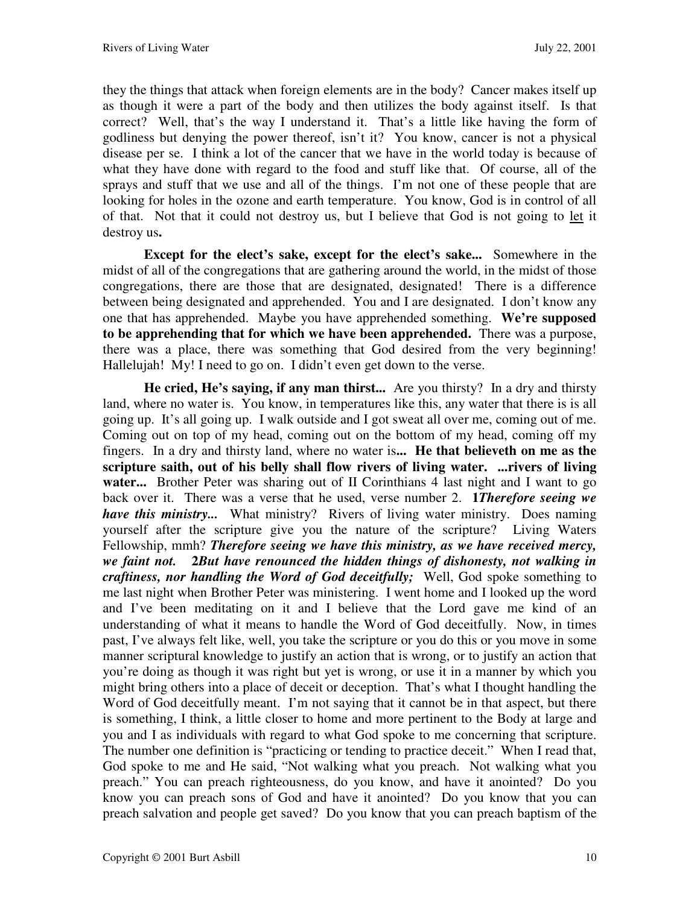they the things that attack when foreign elements are in the body? Cancer makes itself up as though it were a part of the body and then utilizes the body against itself. Is that correct? Well, that's the way I understand it. That's a little like having the form of godliness but denying the power thereof, isn't it? You know, cancer is not a physical disease per se. I think a lot of the cancer that we have in the world today is because of what they have done with regard to the food and stuff like that. Of course, all of the sprays and stuff that we use and all of the things. I'm not one of these people that are looking for holes in the ozone and earth temperature. You know, God is in control of all of that. Not that it could not destroy us, but I believe that God is not going to <u>let</u> it destroy us**.**

**Except for the elect's sake, except for the elect's sake...** Somewhere in the midst of all of the congregations that are gathering around the world, in the midst of those congregations, there are those that are designated, designated! There is a difference between being designated and apprehended. You and I are designated. I don't know any one that has apprehended. Maybe you have apprehended something. **We're supposed to be apprehending that for which we have been apprehended.** There was a purpose, there was a place, there was something that God desired from the very beginning! Hallelujah! My! I need to go on. I didn't even get down to the verse.

**He cried, He's saying, if any man thirst...** Are you thirsty? In a dry and thirsty land, where no water is. You know, in temperatures like this, any water that there is is all going up. It's all going up. I walk outside and I got sweat all over me, coming out of me. Coming out on top of my head, coming out on the bottom of my head, coming off my fingers. In a dry and thirsty land, where no water is**... He that believeth on me as the scripture saith, out of his belly shall flow rivers of living water. ...rivers of living water...** Brother Peter was sharing out of II Corinthians 4 last night and I want to go back over it. There was a verse that he used, verse number 2. **1*Therefore seeing we have this ministry...*** What ministry? Rivers of living water ministry. Does naming yourself after the scripture give you the nature of the scripture? Living Waters Fellowship, mmh? ***Therefore seeing we have this ministry, as we have received mercy, we faint not.* 2*But have renounced the hidden things of dishonesty, not walking in craftiness, nor handling the Word of God deceitfully;*** Well, God spoke something to me last night when Brother Peter was ministering. I went home and I looked up the word and I've been meditating on it and I believe that the Lord gave me kind of an understanding of what it means to handle the Word of God deceitfully. Now, in times past, I've always felt like, well, you take the scripture or you do this or you move in some manner scriptural knowledge to justify an action that is wrong, or to justify an action that you're doing as though it was right but yet is wrong, or use it in a manner by which you might bring others into a place of deceit or deception. That's what I thought handling the Word of God deceitfully meant. I'm not saying that it cannot be in that aspect, but there is something, I think, a little closer to home and more pertinent to the Body at large and you and I as individuals with regard to what God spoke to me concerning that scripture. The number one definition is "practicing or tending to practice deceit." When I read that, God spoke to me and He said, "Not walking what you preach. Not walking what you preach." You can preach righteousness, do you know, and have it anointed? Do you know you can preach sons of God and have it anointed? Do you know that you can preach salvation and people get saved? Do you know that you can preach baptism of the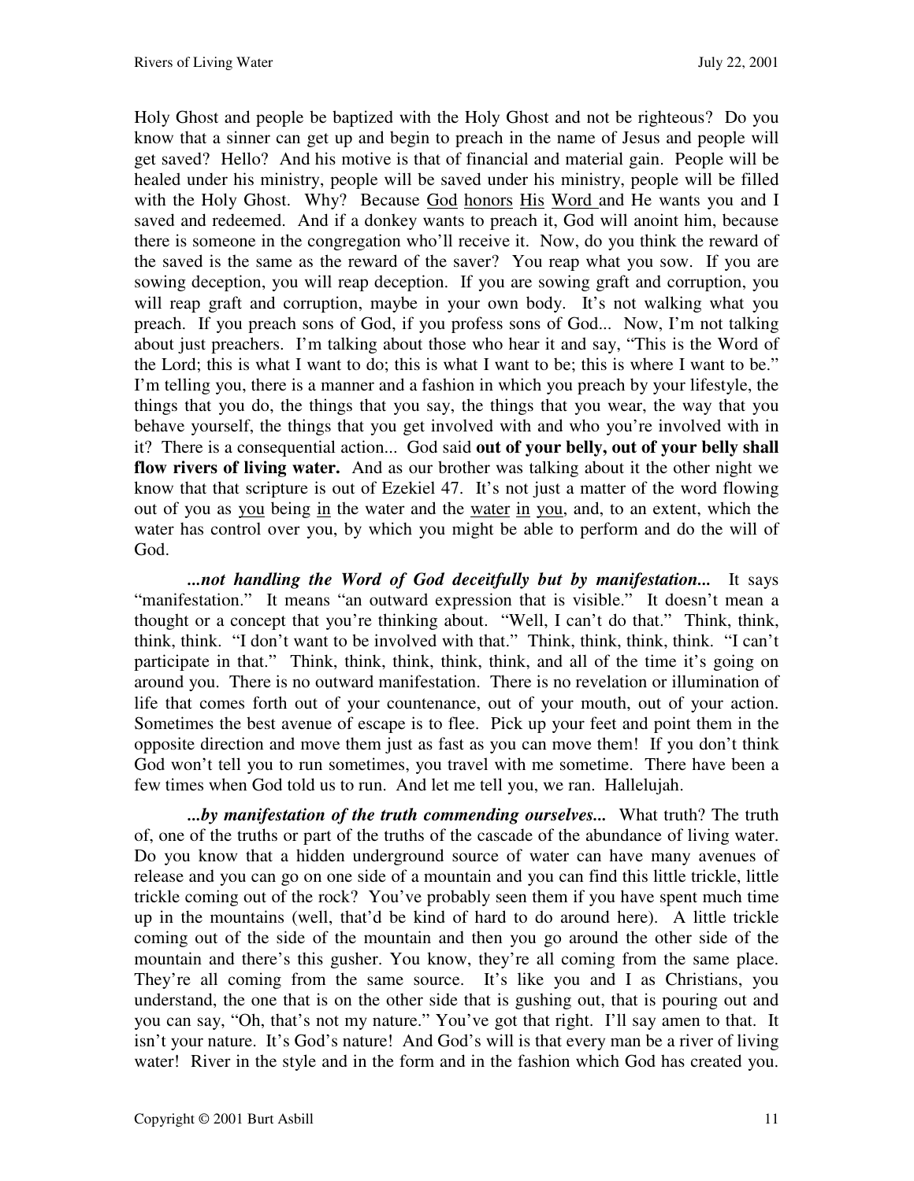Holy Ghost and people be baptized with the Holy Ghost and not be righteous? Do you know that a sinner can get up and begin to preach in the name of Jesus and people will get saved? Hello? And his motive is that of financial and material gain. People will be healed under his ministry, people will be saved under his ministry, people will be filled with the Holy Ghost. Why? Because <u>God honors His Word</u> and He wants you and I saved and redeemed. And if a donkey wants to preach it, God will anoint him, because there is someone in the congregation who'll receive it. Now, do you think the reward of the saved is the same as the reward of the saver? You reap what you sow. If you are sowing deception, you will reap deception. If you are sowing graft and corruption, you will reap graft and corruption, maybe in your own body. It's not walking what you preach. If you preach sons of God, if you profess sons of God... Now, I'm not talking about just preachers. I'm talking about those who hear it and say, "This is the Word of the Lord; this is what I want to do; this is what I want to be; this is where I want to be." I'm telling you, there is a manner and a fashion in which you preach by your lifestyle, the things that you do, the things that you say, the things that you wear, the way that you behave yourself, the things that you get involved with and who you're involved with in it? There is a consequential action... God said **out of your belly, out of your belly shall flow rivers of living water.** And as our brother was talking about it the other night we know that that scripture is out of Ezekiel 47. It's not just a matter of the word flowing out of you as <u>you</u> being <u>in</u> the water and the <u>water</u> <u>in</u> <u>you</u>, and, to an extent, which the water has control over you, by which you might be able to perform and do the will of God.

***...not handling the Word of God deceitfully but by manifestation...*** It says "manifestation." It means "an outward expression that is visible." It doesn't mean a thought or a concept that you're thinking about. "Well, I can't do that." Think, think, think, think. "I don't want to be involved with that." Think, think, think, think. "I can't participate in that." Think, think, think, think, think, and all of the time it's going on around you. There is no outward manifestation. There is no revelation or illumination of life that comes forth out of your countenance, out of your mouth, out of your action. Sometimes the best avenue of escape is to flee. Pick up your feet and point them in the opposite direction and move them just as fast as you can move them! If you don't think God won't tell you to run sometimes, you travel with me sometime. There have been a few times when God told us to run. And let me tell you, we ran. Hallelujah.

***...by manifestation of the truth commending ourselves...*** What truth? The truth of, one of the truths or part of the truths of the cascade of the abundance of living water. Do you know that a hidden underground source of water can have many avenues of release and you can go on one side of a mountain and you can find this little trickle, little trickle coming out of the rock? You've probably seen them if you have spent much time up in the mountains (well, that'd be kind of hard to do around here). A little trickle coming out of the side of the mountain and then you go around the other side of the mountain and there's this gusher. You know, they're all coming from the same place. They're all coming from the same source. It's like you and I as Christians, you understand, the one that is on the other side that is gushing out, that is pouring out and you can say, "Oh, that's not my nature." You've got that right. I'll say amen to that. It isn't your nature. It's God's nature! And God's will is that every man be a river of living water! River in the style and in the form and in the fashion which God has created you.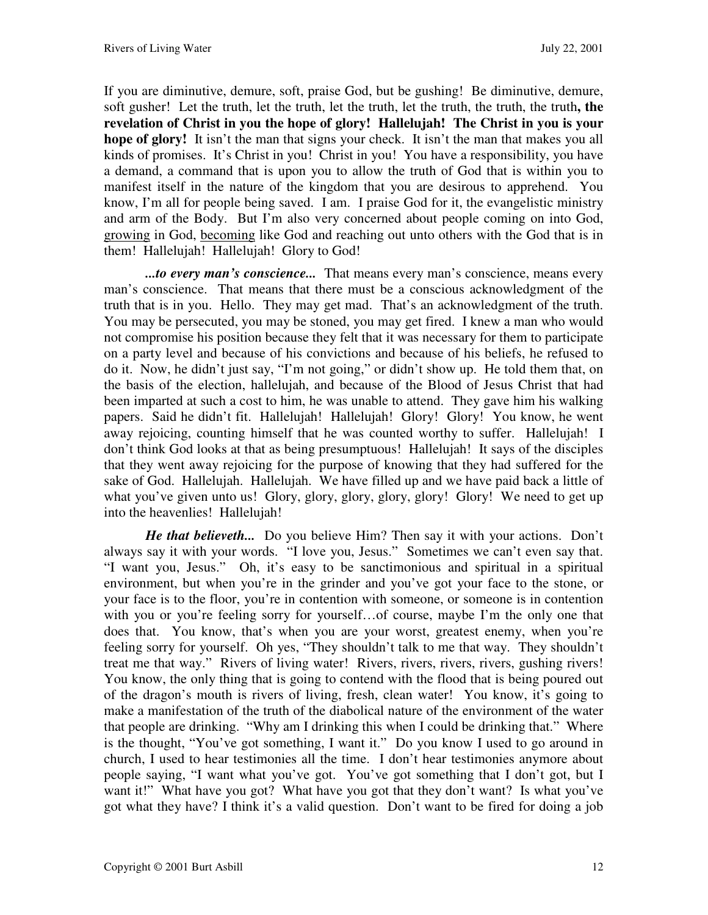If you are diminutive, demure, soft, praise God, but be gushing! Be diminutive, demure, soft gusher! Let the truth, let the truth, let the truth, let the truth, the truth, the truth**, the revelation of Christ in you the hope of glory! Hallelujah! The Christ in you is your hope of glory!** It isn't the man that signs your check. It isn't the man that makes you all kinds of promises. It's Christ in you! Christ in you! You have a responsibility, you have a demand, a command that is upon you to allow the truth of God that is within you to manifest itself in the nature of the kingdom that you are desirous to apprehend. You know, I'm all for people being saved. I am. I praise God for it, the evangelistic ministry and arm of the Body. But I'm also very concerned about people coming on into God, <u>growing</u> in God, <u>becoming</u> like God and reaching out unto others with the God that is in them! Hallelujah! Hallelujah! Glory to God!

***...to every man's conscience...*** That means every man's conscience, means every man's conscience. That means that there must be a conscious acknowledgment of the truth that is in you. Hello. They may get mad. That's an acknowledgment of the truth. You may be persecuted, you may be stoned, you may get fired. I knew a man who would not compromise his position because they felt that it was necessary for them to participate on a party level and because of his convictions and because of his beliefs, he refused to do it. Now, he didn't just say, "I'm not going," or didn't show up. He told them that, on the basis of the election, hallelujah, and because of the Blood of Jesus Christ that had been imparted at such a cost to him, he was unable to attend. They gave him his walking papers. Said he didn't fit. Hallelujah! Hallelujah! Glory! Glory! You know, he went away rejoicing, counting himself that he was counted worthy to suffer. Hallelujah! I don't think God looks at that as being presumptuous! Hallelujah! It says of the disciples that they went away rejoicing for the purpose of knowing that they had suffered for the sake of God. Hallelujah. Hallelujah. We have filled up and we have paid back a little of what you've given unto us! Glory, glory, glory, glory, glory! Glory! We need to get up into the heavenlies! Hallelujah!

***He that believeth...*** Do you believe Him? Then say it with your actions. Don't always say it with your words. "I love you, Jesus." Sometimes we can't even say that. "I want you, Jesus." Oh, it's easy to be sanctimonious and spiritual in a spiritual environment, but when you're in the grinder and you've got your face to the stone, or your face is to the floor, you're in contention with someone, or someone is in contention with you or you're feeling sorry for yourself…of course, maybe I'm the only one that does that. You know, that's when you are your worst, greatest enemy, when you're feeling sorry for yourself. Oh yes, "They shouldn't talk to me that way. They shouldn't treat me that way." Rivers of living water! Rivers, rivers, rivers, rivers, gushing rivers! You know, the only thing that is going to contend with the flood that is being poured out of the dragon's mouth is rivers of living, fresh, clean water! You know, it's going to make a manifestation of the truth of the diabolical nature of the environment of the water that people are drinking. "Why am I drinking this when I could be drinking that." Where is the thought, "You've got something, I want it." Do you know I used to go around in church, I used to hear testimonies all the time. I don't hear testimonies anymore about people saying, "I want what you've got. You've got something that I don't got, but I want it!" What have you got? What have you got that they don't want? Is what you've got what they have? I think it's a valid question. Don't want to be fired for doing a job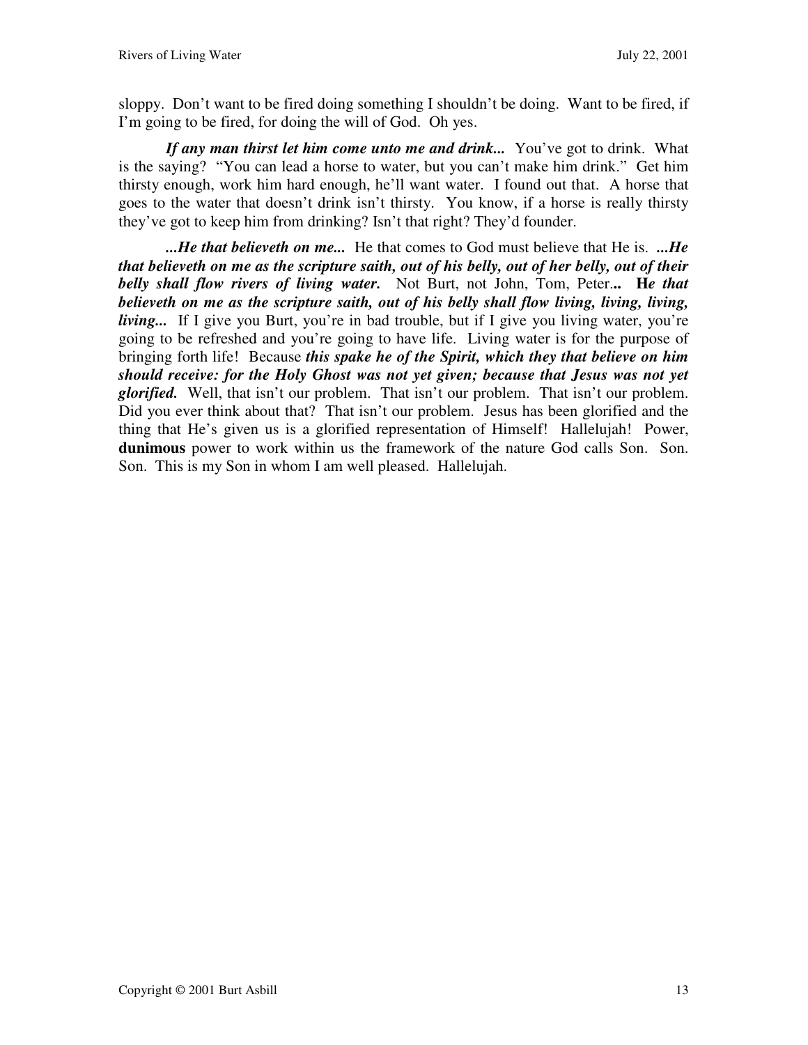sloppy. Don't want to be fired doing something I shouldn't be doing. Want to be fired, if I'm going to be fired, for doing the will of God. Oh yes.

***If any man thirst let him come unto me and drink...*** You've got to drink. What is the saying? "You can lead a horse to water, but you can't make him drink." Get him thirsty enough, work him hard enough, he'll want water. I found out that. A horse that goes to the water that doesn't drink isn't thirsty. You know, if a horse is really thirsty they've got to keep him from drinking? Isn't that right? They'd founder.

***...He that believeth on me...*** He that comes to God must believe that He is. ***...He that believeth on me as the scripture saith, out of his belly, out of her belly, out of their belly shall flow rivers of living water.*** Not Burt, not John, Tom, Peter**...** ***He that believeth on me as the scripture saith, out of his belly shall flow living, living, living, living...*** If I give you Burt, you're in bad trouble, but if I give you living water, you're going to be refreshed and you're going to have life. Living water is for the purpose of bringing forth life! Because ***this spake he of the Spirit, which they that believe on him should receive: for the Holy Ghost was not yet given; because that Jesus was not yet glorified.*** Well, that isn't our problem. That isn't our problem. That isn't our problem. Did you ever think about that? That isn't our problem. Jesus has been glorified and the thing that He's given us is a glorified representation of Himself! Hallelujah! Power, **dunimous** power to work within us the framework of the nature God calls Son. Son. Son. This is my Son in whom I am well pleased. Hallelujah.